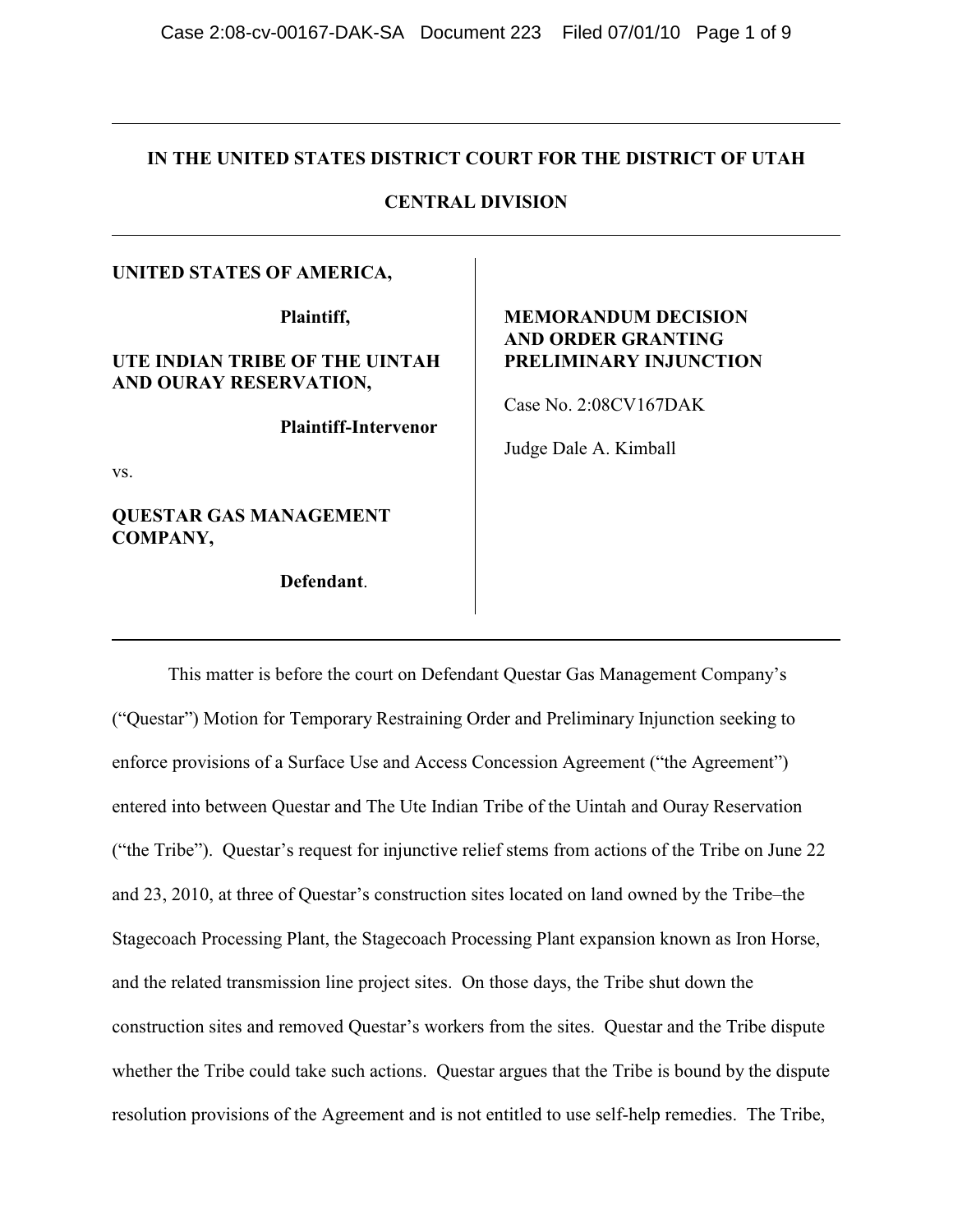**IN THE UNITED STATES DISTRICT COURT FOR THE DISTRICT OF UTAH**

**CENTRAL DIVISION**

---

**UNITED STATES OF AMERICA,**

**Plaintiff,**

**UTE INDIAN TRIBE OF THE UINTAH AND OURAY RESERVATION,**

**Plaintiff-Intervenor**

vs.

**QUESTAR GAS MANAGEMENT COMPANY,**

**Defendant**.

**MEMORANDUM DECISION AND ORDER GRANTING PRELIMINARY INJUNCTION**

Case No. 2:08CV167DAK

Judge Dale A. Kimball

---

This matter is before the court on Defendant Questar Gas Management Company's ("Questar") Motion for Temporary Restraining Order and Preliminary Injunction seeking to enforce provisions of a Surface Use and Access Concession Agreement ("the Agreement") entered into between Questar and The Ute Indian Tribe of the Uintah and Ouray Reservation ("the Tribe"). Questar's request for injunctive relief stems from actions of the Tribe on June 22 and 23, 2010, at three of Questar's construction sites located on land owned by the Tribe–the Stagecoach Processing Plant, the Stagecoach Processing Plant expansion known as Iron Horse, and the related transmission line project sites. On those days, the Tribe shut down the construction sites and removed Questar's workers from the sites. Questar and the Tribe dispute whether the Tribe could take such actions. Questar argues that the Tribe is bound by the dispute resolution provisions of the Agreement and is not entitled to use self-help remedies. The Tribe,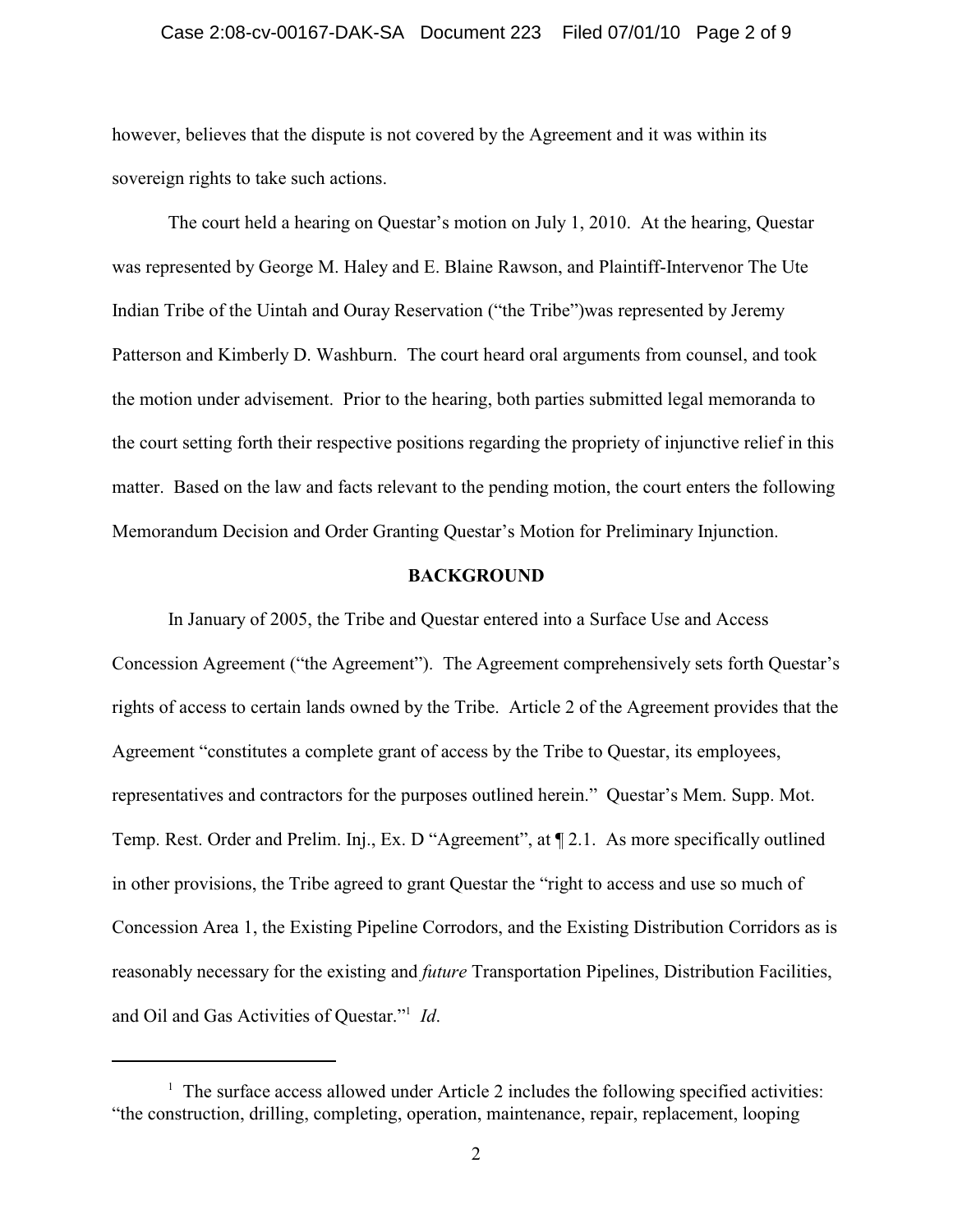however, believes that the dispute is not covered by the Agreement and it was within its sovereign rights to take such actions.

The court held a hearing on Questar's motion on July 1, 2010. At the hearing, Questar was represented by George M. Haley and E. Blaine Rawson, and Plaintiff-Intervenor The Ute Indian Tribe of the Uintah and Ouray Reservation ("the Tribe")was represented by Jeremy Patterson and Kimberly D. Washburn. The court heard oral arguments from counsel, and took the motion under advisement. Prior to the hearing, both parties submitted legal memoranda to the court setting forth their respective positions regarding the propriety of injunctive relief in this matter. Based on the law and facts relevant to the pending motion, the court enters the following Memorandum Decision and Order Granting Questar's Motion for Preliminary Injunction.

## BACKGROUND

In January of 2005, the Tribe and Questar entered into a Surface Use and Access Concession Agreement ("the Agreement"). The Agreement comprehensively sets forth Questar's rights of access to certain lands owned by the Tribe. Article 2 of the Agreement provides that the Agreement "constitutes a complete grant of access by the Tribe to Questar, its employees, representatives and contractors for the purposes outlined herein." Questar's Mem. Supp. Mot. Temp. Rest. Order and Prelim. Inj., Ex. D "Agreement", at ¶ 2.1. As more specifically outlined in other provisions, the Tribe agreed to grant Questar the "right to access and use so much of Concession Area 1, the Existing Pipeline Corrodors, and the Existing Distribution Corridors as is reasonably necessary for the existing and *future* Transportation Pipelines, Distribution Facilities, and Oil and Gas Activities of Questar."[1] *Id*.

---

[1] The surface access allowed under Article 2 includes the following specified activities: "the construction, drilling, completing, operation, maintenance, repair, replacement, looping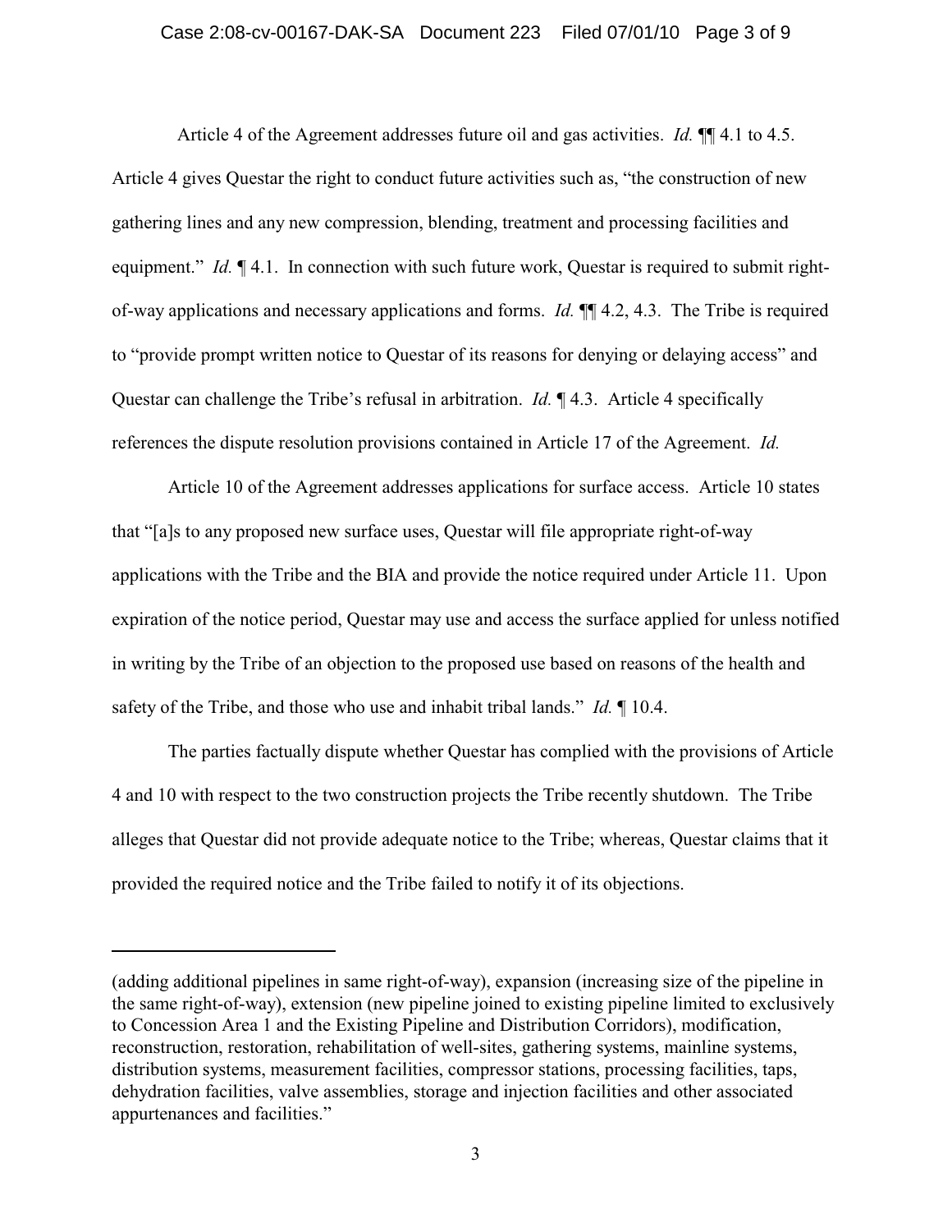Article 4 of the Agreement addresses future oil and gas activities. *Id.* ¶¶ 4.1 to 4.5. Article 4 gives Questar the right to conduct future activities such as, "the construction of new gathering lines and any new compression, blending, treatment and processing facilities and equipment." *Id.* ¶ 4.1. In connection with such future work, Questar is required to submit right-of-way applications and necessary applications and forms. *Id.* ¶¶ 4.2, 4.3. The Tribe is required to "provide prompt written notice to Questar of its reasons for denying or delaying access" and Questar can challenge the Tribe's refusal in arbitration. *Id.* ¶ 4.3. Article 4 specifically references the dispute resolution provisions contained in Article 17 of the Agreement. *Id.*

Article 10 of the Agreement addresses applications for surface access. Article 10 states that "[a]s to any proposed new surface uses, Questar will file appropriate right-of-way applications with the Tribe and the BIA and provide the notice required under Article 11. Upon expiration of the notice period, Questar may use and access the surface applied for unless notified in writing by the Tribe of an objection to the proposed use based on reasons of the health and safety of the Tribe, and those who use and inhabit tribal lands." *Id.* ¶ 10.4.

The parties factually dispute whether Questar has complied with the provisions of Article 4 and 10 with respect to the two construction projects the Tribe recently shutdown. The Tribe alleges that Questar did not provide adequate notice to the Tribe; whereas, Questar claims that it provided the required notice and the Tribe failed to notify it of its objections.

---

(adding additional pipelines in same right-of-way), expansion (increasing size of the pipeline in the same right-of-way), extension (new pipeline joined to existing pipeline limited to exclusively to Concession Area 1 and the Existing Pipeline and Distribution Corridors), modification, reconstruction, restoration, rehabilitation of well-sites, gathering systems, mainline systems, distribution systems, measurement facilities, compressor stations, processing facilities, taps, dehydration facilities, valve assemblies, storage and injection facilities and other associated appurtenances and facilities."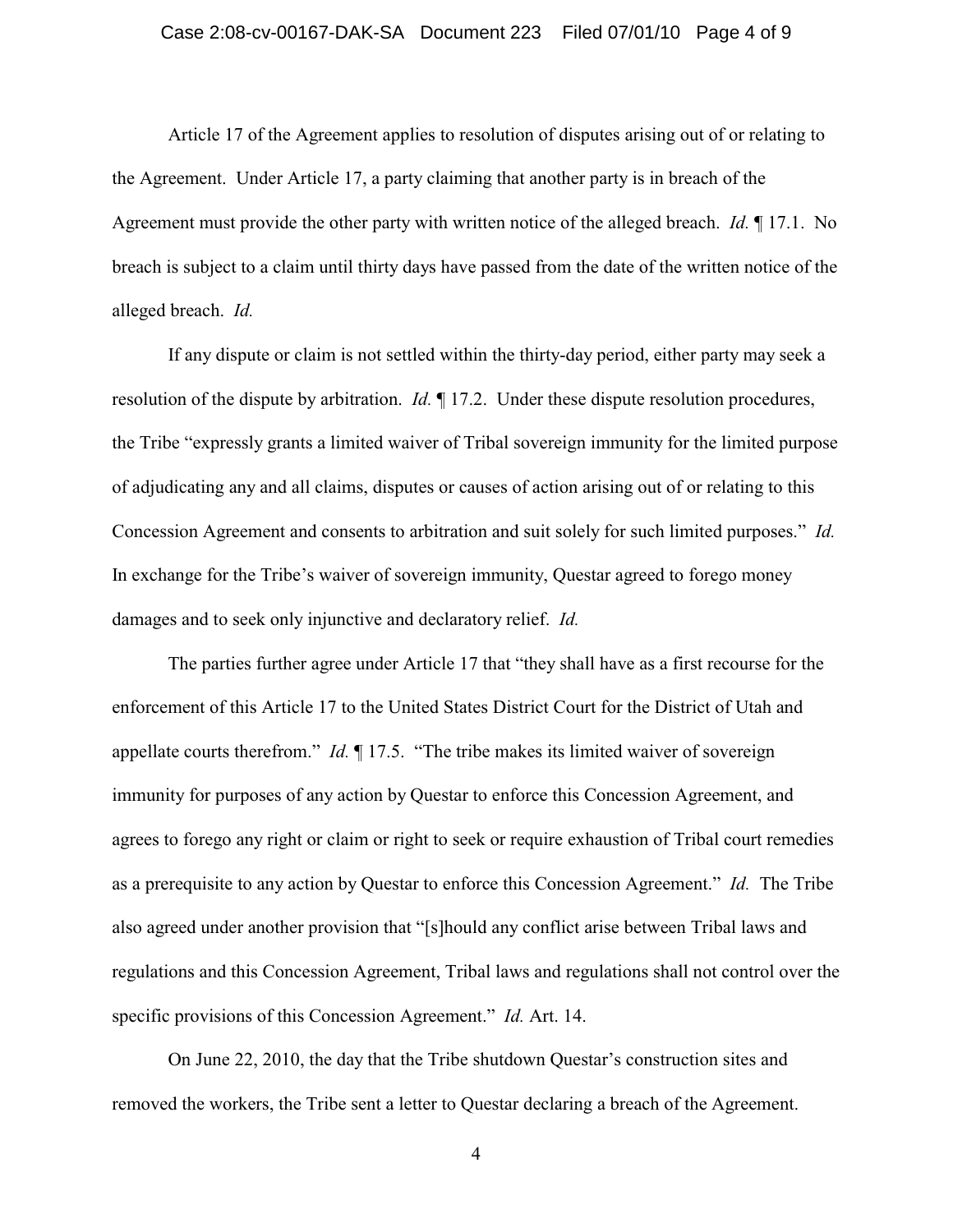Article 17 of the Agreement applies to resolution of disputes arising out of or relating to the Agreement. Under Article 17, a party claiming that another party is in breach of the Agreement must provide the other party with written notice of the alleged breach. *Id.* ¶ 17.1. No breach is subject to a claim until thirty days have passed from the date of the written notice of the alleged breach. *Id.*

If any dispute or claim is not settled within the thirty-day period, either party may seek a resolution of the dispute by arbitration. *Id.* ¶ 17.2. Under these dispute resolution procedures, the Tribe "expressly grants a limited waiver of Tribal sovereign immunity for the limited purpose of adjudicating any and all claims, disputes or causes of action arising out of or relating to this Concession Agreement and consents to arbitration and suit solely for such limited purposes." *Id.* In exchange for the Tribe's waiver of sovereign immunity, Questar agreed to forego money damages and to seek only injunctive and declaratory relief. *Id.*

The parties further agree under Article 17 that "they shall have as a first recourse for the enforcement of this Article 17 to the United States District Court for the District of Utah and appellate courts therefrom." *Id.* ¶ 17.5. "The tribe makes its limited waiver of sovereign immunity for purposes of any action by Questar to enforce this Concession Agreement, and agrees to forego any right or claim or right to seek or require exhaustion of Tribal court remedies as a prerequisite to any action by Questar to enforce this Concession Agreement." *Id.* The Tribe also agreed under another provision that "[s]hould any conflict arise between Tribal laws and regulations and this Concession Agreement, Tribal laws and regulations shall not control over the specific provisions of this Concession Agreement." *Id.* Art. 14.

On June 22, 2010, the day that the Tribe shutdown Questar's construction sites and removed the workers, the Tribe sent a letter to Questar declaring a breach of the Agreement.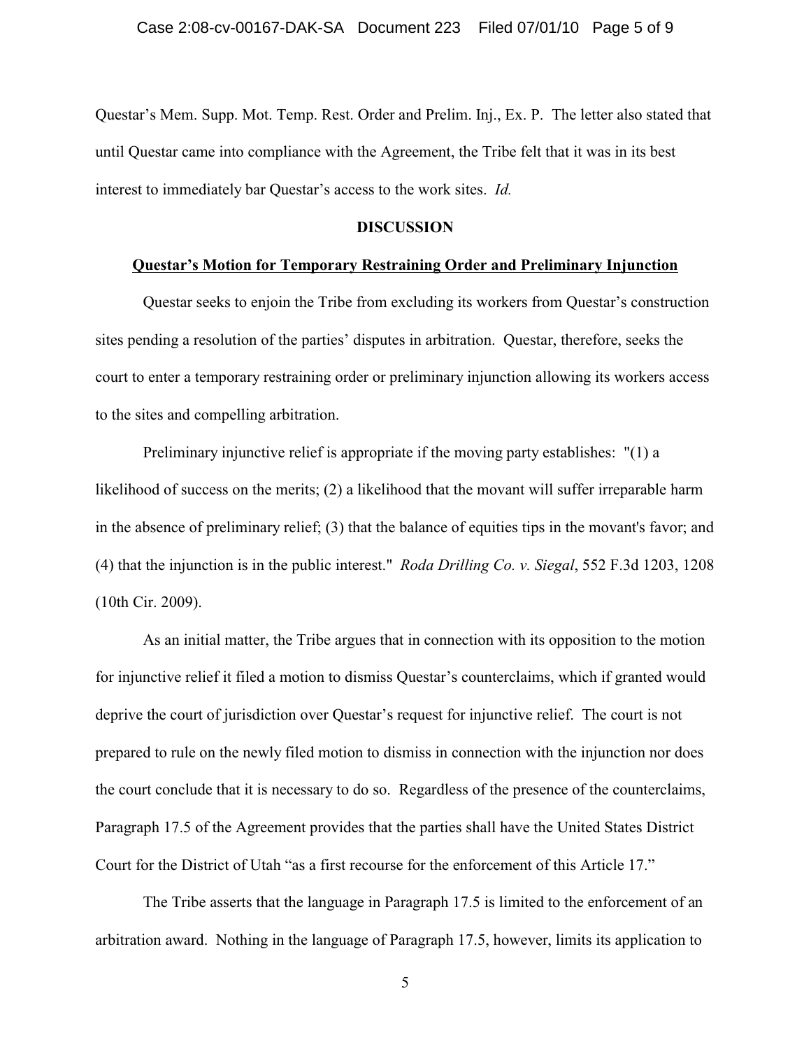Questar's Mem. Supp. Mot. Temp. Rest. Order and Prelim. Inj., Ex. P. The letter also stated that until Questar came into compliance with the Agreement, the Tribe felt that it was in its best interest to immediately bar Questar's access to the work sites. *Id.*

## DISCUSSION

### Questar's Motion for Temporary Restraining Order and Preliminary Injunction

Questar seeks to enjoin the Tribe from excluding its workers from Questar's construction sites pending a resolution of the parties' disputes in arbitration. Questar, therefore, seeks the court to enter a temporary restraining order or preliminary injunction allowing its workers access to the sites and compelling arbitration.

Preliminary injunctive relief is appropriate if the moving party establishes: "(1) a likelihood of success on the merits; (2) a likelihood that the movant will suffer irreparable harm in the absence of preliminary relief; (3) that the balance of equities tips in the movant's favor; and (4) that the injunction is in the public interest." *Roda Drilling Co. v. Siegal*, 552 F.3d 1203, 1208 (10th Cir. 2009).

As an initial matter, the Tribe argues that in connection with its opposition to the motion for injunctive relief it filed a motion to dismiss Questar's counterclaims, which if granted would deprive the court of jurisdiction over Questar's request for injunctive relief. The court is not prepared to rule on the newly filed motion to dismiss in connection with the injunction nor does the court conclude that it is necessary to do so. Regardless of the presence of the counterclaims, Paragraph 17.5 of the Agreement provides that the parties shall have the United States District Court for the District of Utah "as a first recourse for the enforcement of this Article 17."

The Tribe asserts that the language in Paragraph 17.5 is limited to the enforcement of an arbitration award. Nothing in the language of Paragraph 17.5, however, limits its application to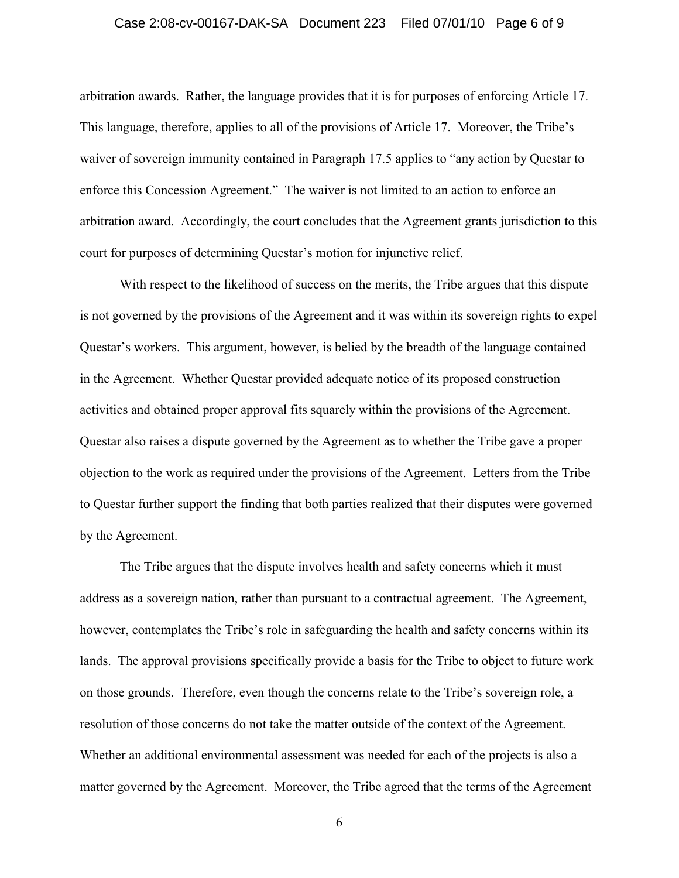arbitration awards. Rather, the language provides that it is for purposes of enforcing Article 17. This language, therefore, applies to all of the provisions of Article 17. Moreover, the Tribe's waiver of sovereign immunity contained in Paragraph 17.5 applies to "any action by Questar to enforce this Concession Agreement." The waiver is not limited to an action to enforce an arbitration award. Accordingly, the court concludes that the Agreement grants jurisdiction to this court for purposes of determining Questar's motion for injunctive relief.

With respect to the likelihood of success on the merits, the Tribe argues that this dispute is not governed by the provisions of the Agreement and it was within its sovereign rights to expel Questar's workers. This argument, however, is belied by the breadth of the language contained in the Agreement. Whether Questar provided adequate notice of its proposed construction activities and obtained proper approval fits squarely within the provisions of the Agreement. Questar also raises a dispute governed by the Agreement as to whether the Tribe gave a proper objection to the work as required under the provisions of the Agreement. Letters from the Tribe to Questar further support the finding that both parties realized that their disputes were governed by the Agreement.

The Tribe argues that the dispute involves health and safety concerns which it must address as a sovereign nation, rather than pursuant to a contractual agreement. The Agreement, however, contemplates the Tribe's role in safeguarding the health and safety concerns within its lands. The approval provisions specifically provide a basis for the Tribe to object to future work on those grounds. Therefore, even though the concerns relate to the Tribe's sovereign role, a resolution of those concerns do not take the matter outside of the context of the Agreement. Whether an additional environmental assessment was needed for each of the projects is also a matter governed by the Agreement. Moreover, the Tribe agreed that the terms of the Agreement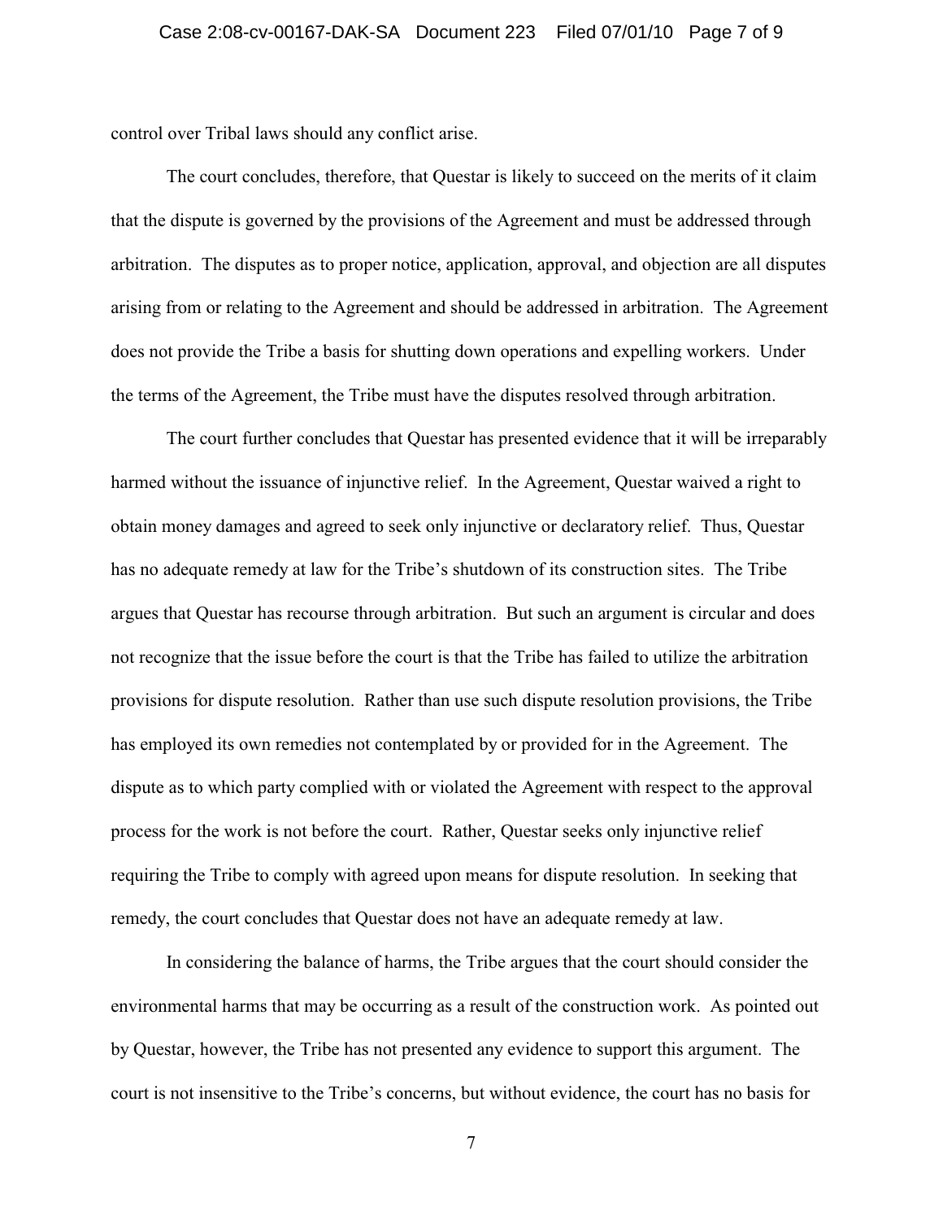control over Tribal laws should any conflict arise.

The court concludes, therefore, that Questar is likely to succeed on the merits of it claim that the dispute is governed by the provisions of the Agreement and must be addressed through arbitration. The disputes as to proper notice, application, approval, and objection are all disputes arising from or relating to the Agreement and should be addressed in arbitration. The Agreement does not provide the Tribe a basis for shutting down operations and expelling workers. Under the terms of the Agreement, the Tribe must have the disputes resolved through arbitration.

The court further concludes that Questar has presented evidence that it will be irreparably harmed without the issuance of injunctive relief. In the Agreement, Questar waived a right to obtain money damages and agreed to seek only injunctive or declaratory relief. Thus, Questar has no adequate remedy at law for the Tribe's shutdown of its construction sites. The Tribe argues that Questar has recourse through arbitration. But such an argument is circular and does not recognize that the issue before the court is that the Tribe has failed to utilize the arbitration provisions for dispute resolution. Rather than use such dispute resolution provisions, the Tribe has employed its own remedies not contemplated by or provided for in the Agreement. The dispute as to which party complied with or violated the Agreement with respect to the approval process for the work is not before the court. Rather, Questar seeks only injunctive relief requiring the Tribe to comply with agreed upon means for dispute resolution. In seeking that remedy, the court concludes that Questar does not have an adequate remedy at law.

In considering the balance of harms, the Tribe argues that the court should consider the environmental harms that may be occurring as a result of the construction work. As pointed out by Questar, however, the Tribe has not presented any evidence to support this argument. The court is not insensitive to the Tribe's concerns, but without evidence, the court has no basis for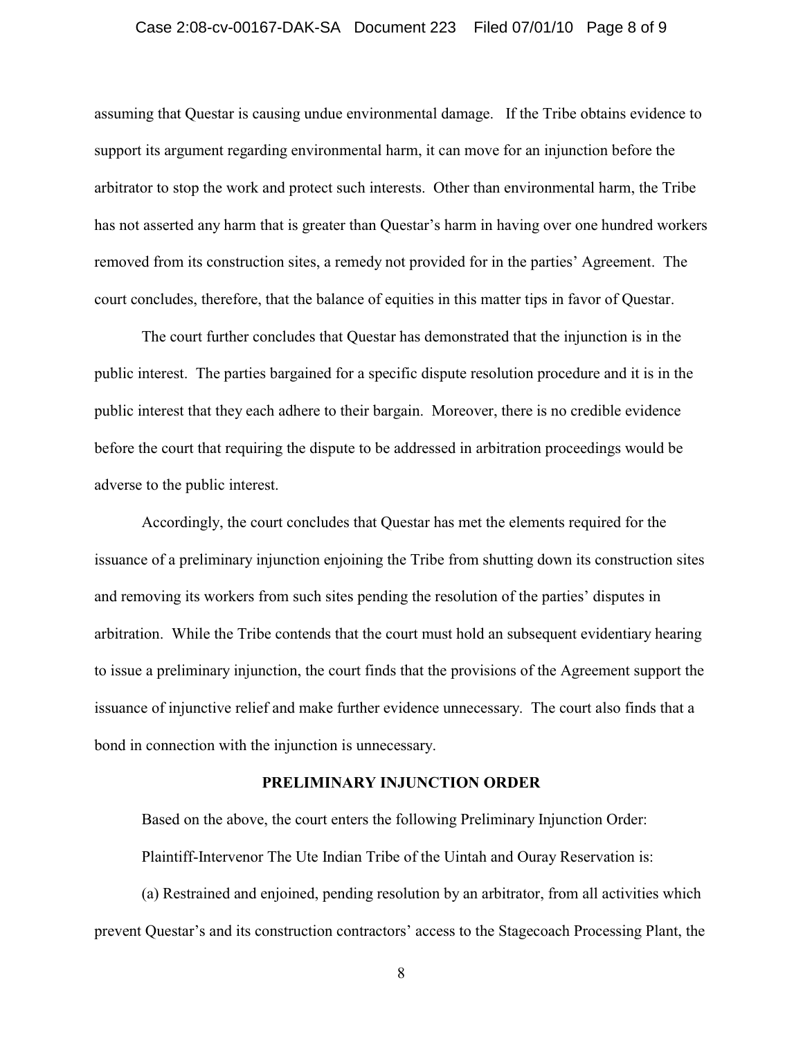assuming that Questar is causing undue environmental damage. If the Tribe obtains evidence to support its argument regarding environmental harm, it can move for an injunction before the arbitrator to stop the work and protect such interests. Other than environmental harm, the Tribe has not asserted any harm that is greater than Questar's harm in having over one hundred workers removed from its construction sites, a remedy not provided for in the parties' Agreement. The court concludes, therefore, that the balance of equities in this matter tips in favor of Questar.

The court further concludes that Questar has demonstrated that the injunction is in the public interest. The parties bargained for a specific dispute resolution procedure and it is in the public interest that they each adhere to their bargain. Moreover, there is no credible evidence before the court that requiring the dispute to be addressed in arbitration proceedings would be adverse to the public interest.

Accordingly, the court concludes that Questar has met the elements required for the issuance of a preliminary injunction enjoining the Tribe from shutting down its construction sites and removing its workers from such sites pending the resolution of the parties' disputes in arbitration. While the Tribe contends that the court must hold an subsequent evidentiary hearing to issue a preliminary injunction, the court finds that the provisions of the Agreement support the issuance of injunctive relief and make further evidence unnecessary. The court also finds that a bond in connection with the injunction is unnecessary.

## PRELIMINARY INJUNCTION ORDER

Based on the above, the court enters the following Preliminary Injunction Order:

Plaintiff-Intervenor The Ute Indian Tribe of the Uintah and Ouray Reservation is:

(a) Restrained and enjoined, pending resolution by an arbitrator, from all activities which prevent Questar's and its construction contractors' access to the Stagecoach Processing Plant, the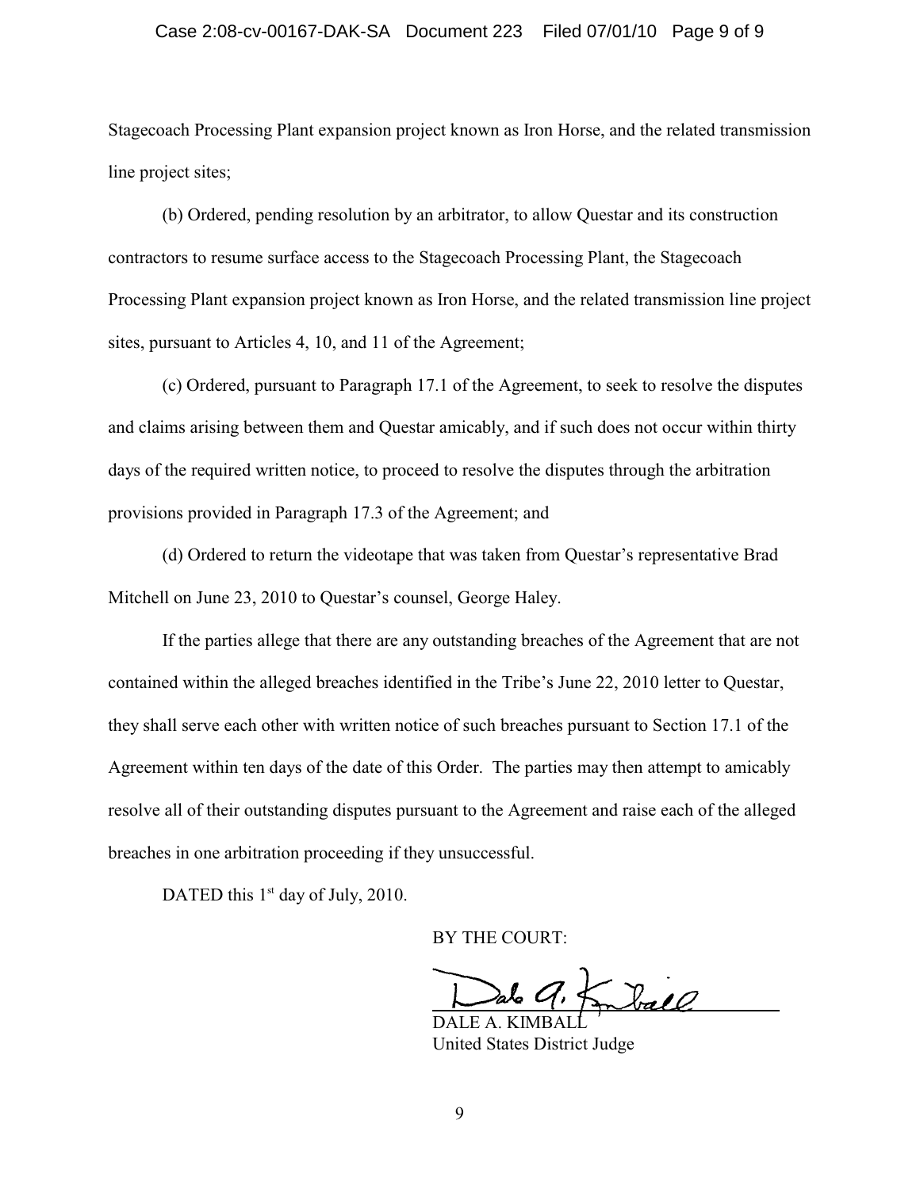Stagecoach Processing Plant expansion project known as Iron Horse, and the related transmission line project sites;

(b) Ordered, pending resolution by an arbitrator, to allow Questar and its construction contractors to resume surface access to the Stagecoach Processing Plant, the Stagecoach Processing Plant expansion project known as Iron Horse, and the related transmission line project sites, pursuant to Articles 4, 10, and 11 of the Agreement;

(c) Ordered, pursuant to Paragraph 17.1 of the Agreement, to seek to resolve the disputes and claims arising between them and Questar amicably, and if such does not occur within thirty days of the required written notice, to proceed to resolve the disputes through the arbitration provisions provided in Paragraph 17.3 of the Agreement; and

(d) Ordered to return the videotape that was taken from Questar's representative Brad Mitchell on June 23, 2010 to Questar's counsel, George Haley.

If the parties allege that there are any outstanding breaches of the Agreement that are not contained within the alleged breaches identified in the Tribe's June 22, 2010 letter to Questar, they shall serve each other with written notice of such breaches pursuant to Section 17.1 of the Agreement within ten days of the date of this Order. The parties may then attempt to amicably resolve all of their outstanding disputes pursuant to the Agreement and raise each of the alleged breaches in one arbitration proceeding if they unsuccessful.

DATED this 1st day of July, 2010.

BY THE COURT:

DALE A. KIMBALL
United States District Judge